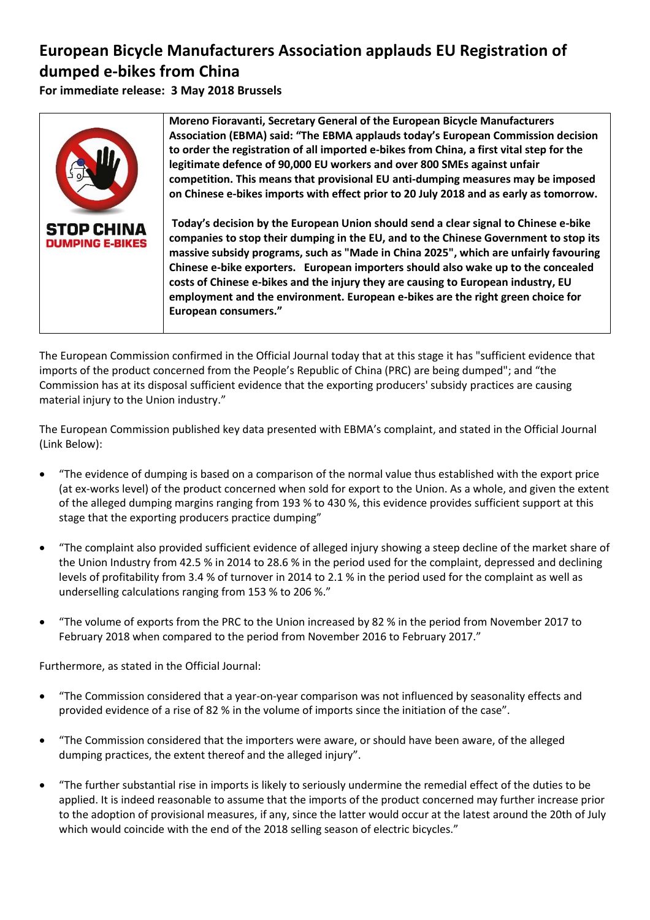# European Bicycle Manufacturers Association applauds EU Registration of dumped e-bikes from China

**For immediate release: 3 May 2018 Brussels**

STOP CHINA DUMPING E-BIKES

**Moreno Fioravanti, Secretary General of the European Bicycle Manufacturers Association (EBMA) said: "The EBMA applauds today's European Commission decision to order the registration of all imported e-bikes from China, a first vital step for the legitimate defence of 90,000 EU workers and over 800 SMEs against unfair competition. This means that provisional EU anti-dumping measures may be imposed on Chinese e-bikes imports with effect prior to 20 July 2018 and as early as tomorrow.**

**Today's decision by the European Union should send a clear signal to Chinese e-bike companies to stop their dumping in the EU, and to the Chinese Government to stop its massive subsidy programs, such as "Made in China 2025", which are unfairly favouring Chinese e-bike exporters. European importers should also wake up to the concealed costs of Chinese e-bikes and the injury they are causing to European industry, EU employment and the environment. European e-bikes are the right green choice for European consumers."**

The European Commission confirmed in the Official Journal today that at this stage it has "sufficient evidence that imports of the product concerned from the People's Republic of China (PRC) are being dumped"; and "the Commission has at its disposal sufficient evidence that the exporting producers' subsidy practices are causing material injury to the Union industry."

The European Commission published key data presented with EBMA's complaint, and stated in the Official Journal (Link Below):

- "The evidence of dumping is based on a comparison of the normal value thus established with the export price (at ex-works level) of the product concerned when sold for export to the Union. As a whole, and given the extent of the alleged dumping margins ranging from 193 % to 430 %, this evidence provides sufficient support at this stage that the exporting producers practice dumping"
- "The complaint also provided sufficient evidence of alleged injury showing a steep decline of the market share of the Union Industry from 42.5 % in 2014 to 28.6 % in the period used for the complaint, depressed and declining levels of profitability from 3.4 % of turnover in 2014 to 2.1 % in the period used for the complaint as well as underselling calculations ranging from 153 % to 206 %."
- "The volume of exports from the PRC to the Union increased by 82 % in the period from November 2017 to February 2018 when compared to the period from November 2016 to February 2017."

Furthermore, as stated in the Official Journal:

- "The Commission considered that a year-on-year comparison was not influenced by seasonality effects and provided evidence of a rise of 82 % in the volume of imports since the initiation of the case".
- "The Commission considered that the importers were aware, or should have been aware, of the alleged dumping practices, the extent thereof and the alleged injury".
- "The further substantial rise in imports is likely to seriously undermine the remedial effect of the duties to be applied. It is indeed reasonable to assume that the imports of the product concerned may further increase prior to the adoption of provisional measures, if any, since the latter would occur at the latest around the 20th of July which would coincide with the end of the 2018 selling season of electric bicycles."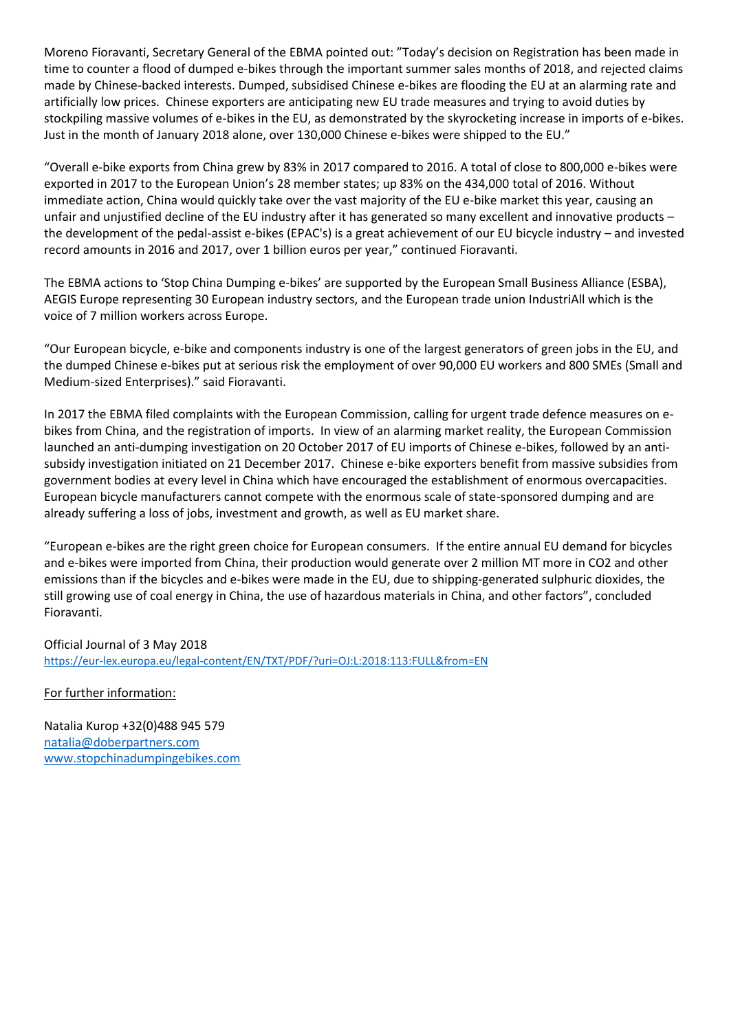Moreno Fioravanti, Secretary General of the EBMA pointed out: "Today's decision on Registration has been made in time to counter a flood of dumped e-bikes through the important summer sales months of 2018, and rejected claims made by Chinese-backed interests. Dumped, subsidised Chinese e-bikes are flooding the EU at an alarming rate and artificially low prices. Chinese exporters are anticipating new EU trade measures and trying to avoid duties by stockpiling massive volumes of e-bikes in the EU, as demonstrated by the skyrocketing increase in imports of e-bikes. Just in the month of January 2018 alone, over 130,000 Chinese e-bikes were shipped to the EU."

"Overall e-bike exports from China grew by 83% in 2017 compared to 2016. A total of close to 800,000 e-bikes were exported in 2017 to the European Union's 28 member states; up 83% on the 434,000 total of 2016. Without immediate action, China would quickly take over the vast majority of the EU e-bike market this year, causing an unfair and unjustified decline of the EU industry after it has generated so many excellent and innovative products – the development of the pedal-assist e-bikes (EPAC's) is a great achievement of our EU bicycle industry – and invested record amounts in 2016 and 2017, over 1 billion euros per year," continued Fioravanti.

The EBMA actions to 'Stop China Dumping e-bikes' are supported by the European Small Business Alliance (ESBA), AEGIS Europe representing 30 European industry sectors, and the European trade union IndustriAll which is the voice of 7 million workers across Europe.

"Our European bicycle, e-bike and components industry is one of the largest generators of green jobs in the EU, and the dumped Chinese e-bikes put at serious risk the employment of over 90,000 EU workers and 800 SMEs (Small and Medium-sized Enterprises)." said Fioravanti.

In 2017 the EBMA filed complaints with the European Commission, calling for urgent trade defence measures on e-bikes from China, and the registration of imports. In view of an alarming market reality, the European Commission launched an anti-dumping investigation on 20 October 2017 of EU imports of Chinese e-bikes, followed by an anti-subsidy investigation initiated on 21 December 2017. Chinese e-bike exporters benefit from massive subsidies from government bodies at every level in China which have encouraged the establishment of enormous overcapacities. European bicycle manufacturers cannot compete with the enormous scale of state-sponsored dumping and are already suffering a loss of jobs, investment and growth, as well as EU market share.

"European e-bikes are the right green choice for European consumers. If the entire annual EU demand for bicycles and e-bikes were imported from China, their production would generate over 2 million MT more in CO2 and other emissions than if the bicycles and e-bikes were made in the EU, due to shipping-generated sulphuric dioxides, the still growing use of coal energy in China, the use of hazardous materials in China, and other factors", concluded Fioravanti.

Official Journal of 3 May 2018
https://eur-lex.europa.eu/legal-content/EN/TXT/PDF/?uri=OJ:L:2018:113:FULL&from=EN

For further information:

Natalia Kurop +32(0)488 945 579
natalia@doberpartners.com
www.stopchinadumpingebikes.com